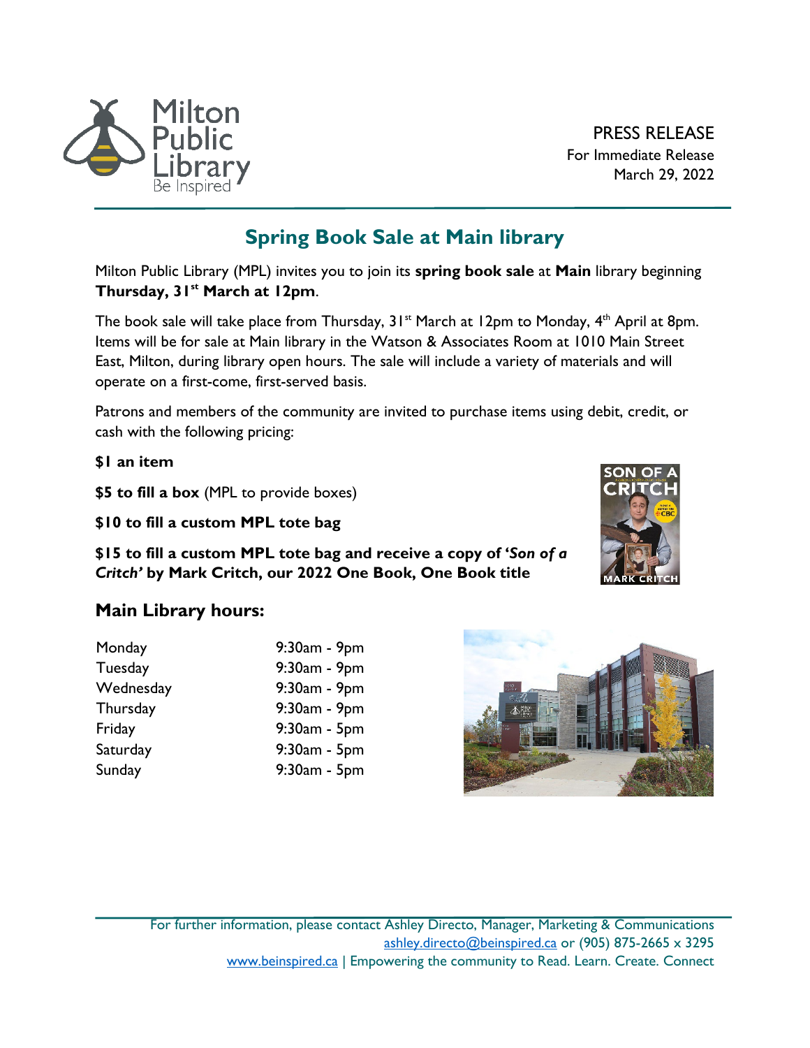Milton Public Library
Be Inspired

PRESS RELEASE
For Immediate Release
March 29, 2022

# Spring Book Sale at Main library

Milton Public Library (MPL) invites you to join its **spring book sale** at **Main** library beginning **Thursday, 31st March at 12pm**.

The book sale will take place from Thursday, 31st March at 12pm to Monday, 4th April at 8pm. Items will be for sale at Main library in the Watson & Associates Room at 1010 Main Street East, Milton, during library open hours. The sale will include a variety of materials and will operate on a first-come, first-served basis.

Patrons and members of the community are invited to purchase items using debit, credit, or cash with the following pricing:

**$1 an item**

**$5 to fill a box** (MPL to provide boxes)

**$10 to fill a custom MPL tote bag**

**$15 to fill a custom MPL tote bag and receive a copy of '*Son of a Critch*' by Mark Critch, our 2022 One Book, One Book title**

## Main Library hours:

| Day | Hours |
|---|---|
| Monday | 9:30am - 9pm |
| Tuesday | 9:30am - 9pm |
| Wednesday | 9:30am - 9pm |
| Thursday | 9:30am - 9pm |
| Friday | 9:30am - 5pm |
| Saturday | 9:30am - 5pm |
| Sunday | 9:30am - 5pm |

For further information, please contact Ashley Directo, Manager, Marketing & Communications
ashley.directo@beinspired.ca or (905) 875-2665 x 3295
www.beinspired.ca | Empowering the community to Read. Learn. Create. Connect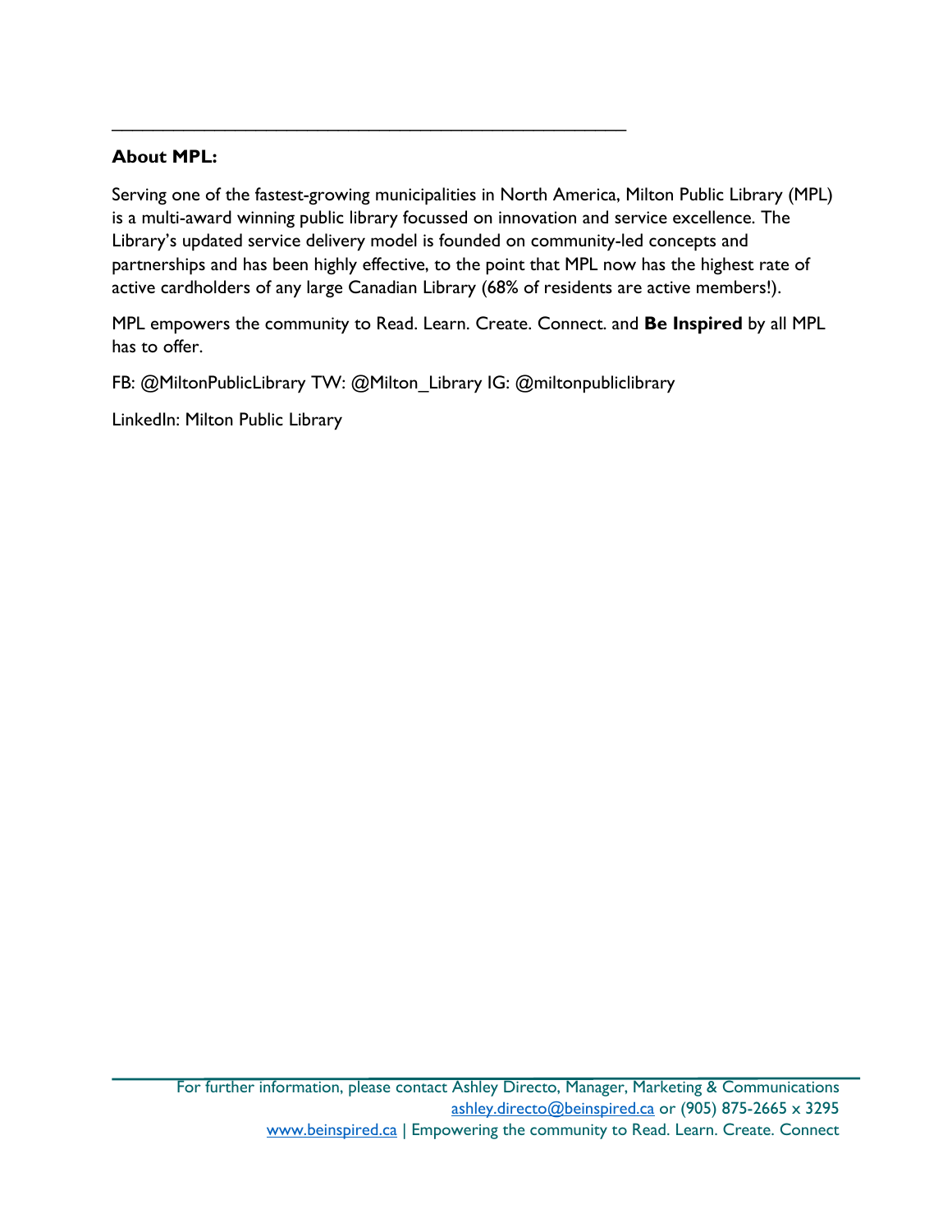---

**About MPL:**

Serving one of the fastest-growing municipalities in North America, Milton Public Library (MPL) is a multi-award winning public library focussed on innovation and service excellence. The Library's updated service delivery model is founded on community-led concepts and partnerships and has been highly effective, to the point that MPL now has the highest rate of active cardholders of any large Canadian Library (68% of residents are active members!).

MPL empowers the community to Read. Learn. Create. Connect. and **Be Inspired** by all MPL has to offer.

FB: @MiltonPublicLibrary TW: @Milton_Library IG: @miltonpubliclibrary

LinkedIn: Milton Public Library

---

For further information, please contact Ashley Directo, Manager, Marketing & Communications
ashley.directo@beinspired.ca or (905) 875-2665 x 3295
www.beinspired.ca | Empowering the community to Read. Learn. Create. Connect